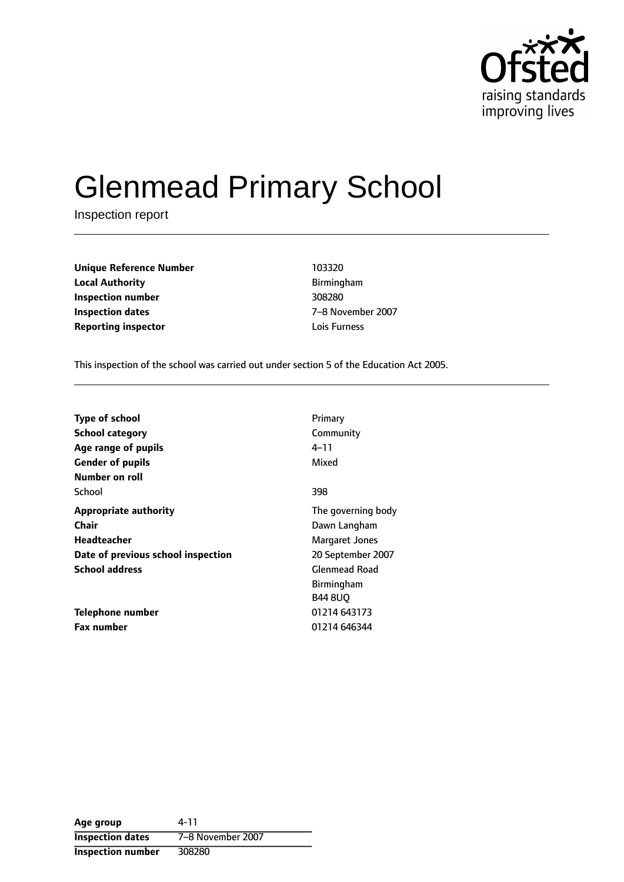# Glenmead Primary School

Inspection report

| | |
|---|---|
| **Unique Reference Number** | 103320 |
| **Local Authority** | Birmingham |
| **Inspection number** | 308280 |
| **Inspection dates** | 7–8 November 2007 |
| **Reporting inspector** | Lois Furness |

This inspection of the school was carried out under section 5 of the Education Act 2005.

| | |
|---|---|
| **Type of school** | Primary |
| **School category** | Community |
| **Age range of pupils** | 4–11 |
| **Gender of pupils** | Mixed |
| **Number on roll** | |
| School | 398 |
| **Appropriate authority** | The governing body |
| **Chair** | Dawn Langham |
| **Headteacher** | Margaret Jones |
| **Date of previous school inspection** | 20 September 2007 |
| **School address** | Glenmead Road<br>Birmingham<br>B44 8UQ |
| **Telephone number** | 01214 643173 |
| **Fax number** | 01214 646344 |

| | |
|---|---|
| **Age group** | 4-11 |
| **Inspection dates** | 7–8 November 2007 |
| **Inspection number** | 308280 |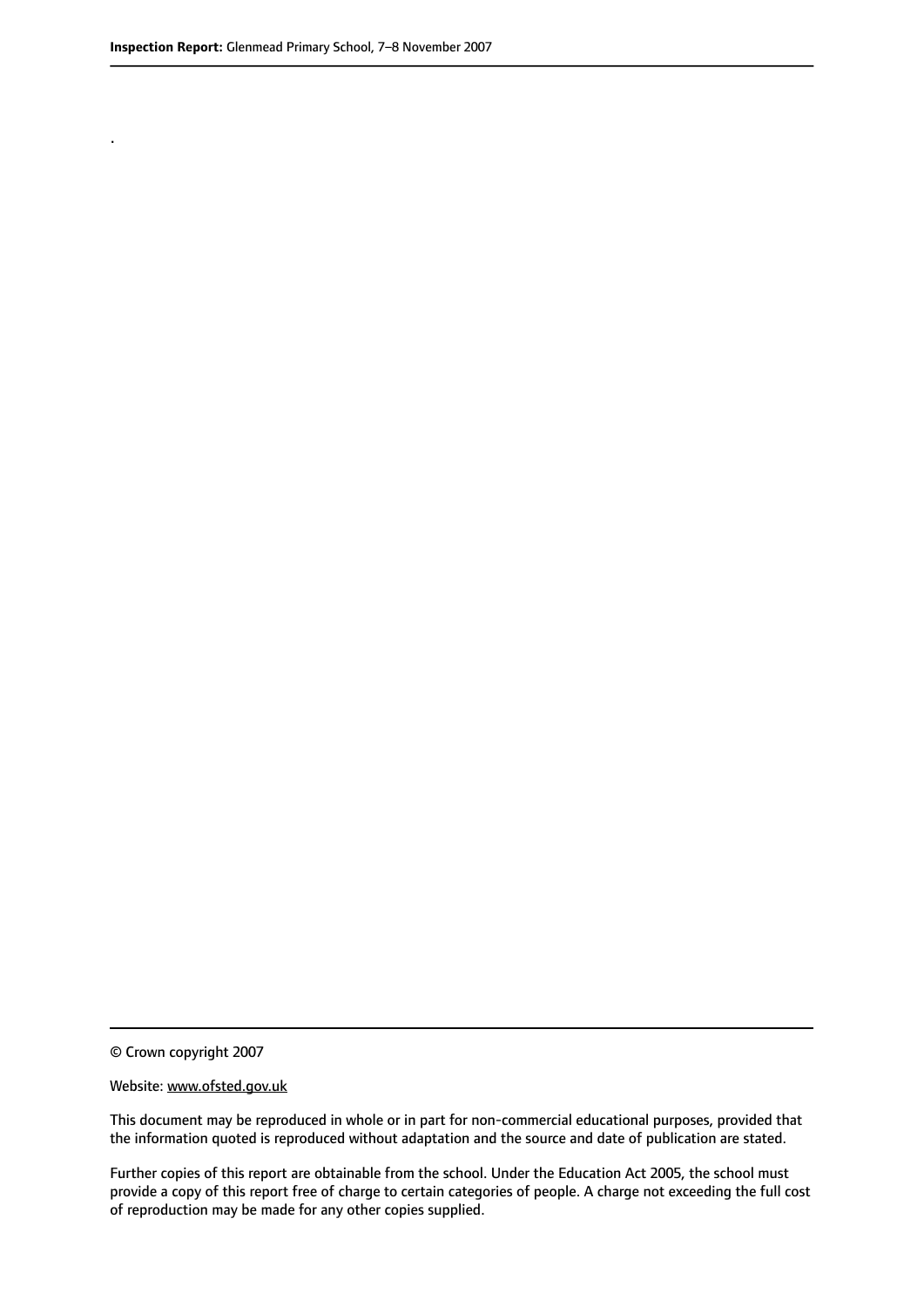.

© Crown copyright 2007

Website: www.ofsted.gov.uk

This document may be reproduced in whole or in part for non-commercial educational purposes, provided that the information quoted is reproduced without adaptation and the source and date of publication are stated.

Further copies of this report are obtainable from the school. Under the Education Act 2005, the school must provide a copy of this report free of charge to certain categories of people. A charge not exceeding the full cost of reproduction may be made for any other copies supplied.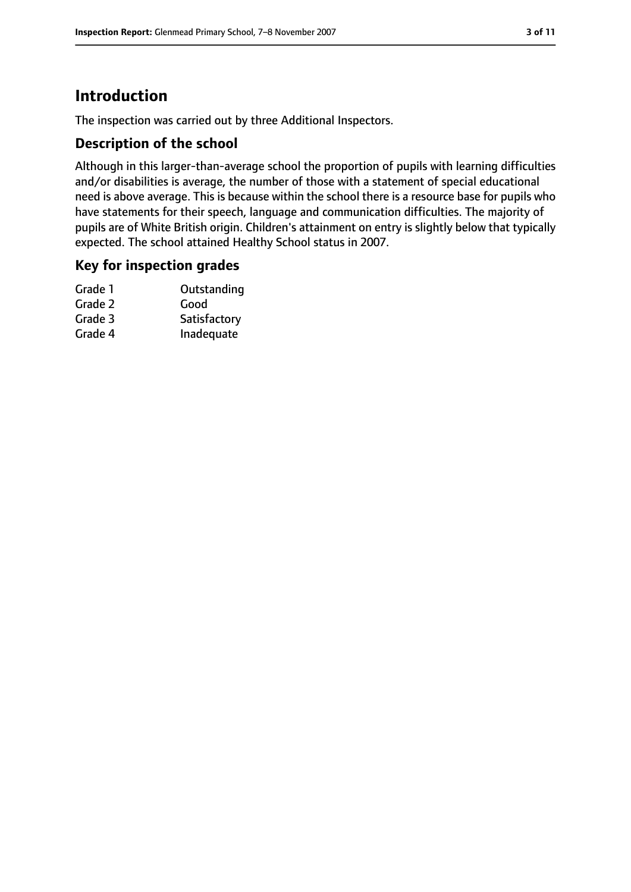# Introduction

The inspection was carried out by three Additional Inspectors.

## Description of the school

Although in this larger-than-average school the proportion of pupils with learning difficulties and/or disabilities is average, the number of those with a statement of special educational need is above average. This is because within the school there is a resource base for pupils who have statements for their speech, language and communication difficulties. The majority of pupils are of White British origin. Children's attainment on entry is slightly below that typically expected. The school attained Healthy School status in 2007.

## Key for inspection grades

| | |
|---|---|
| Grade 1 | Outstanding |
| Grade 2 | Good |
| Grade 3 | Satisfactory |
| Grade 4 | Inadequate |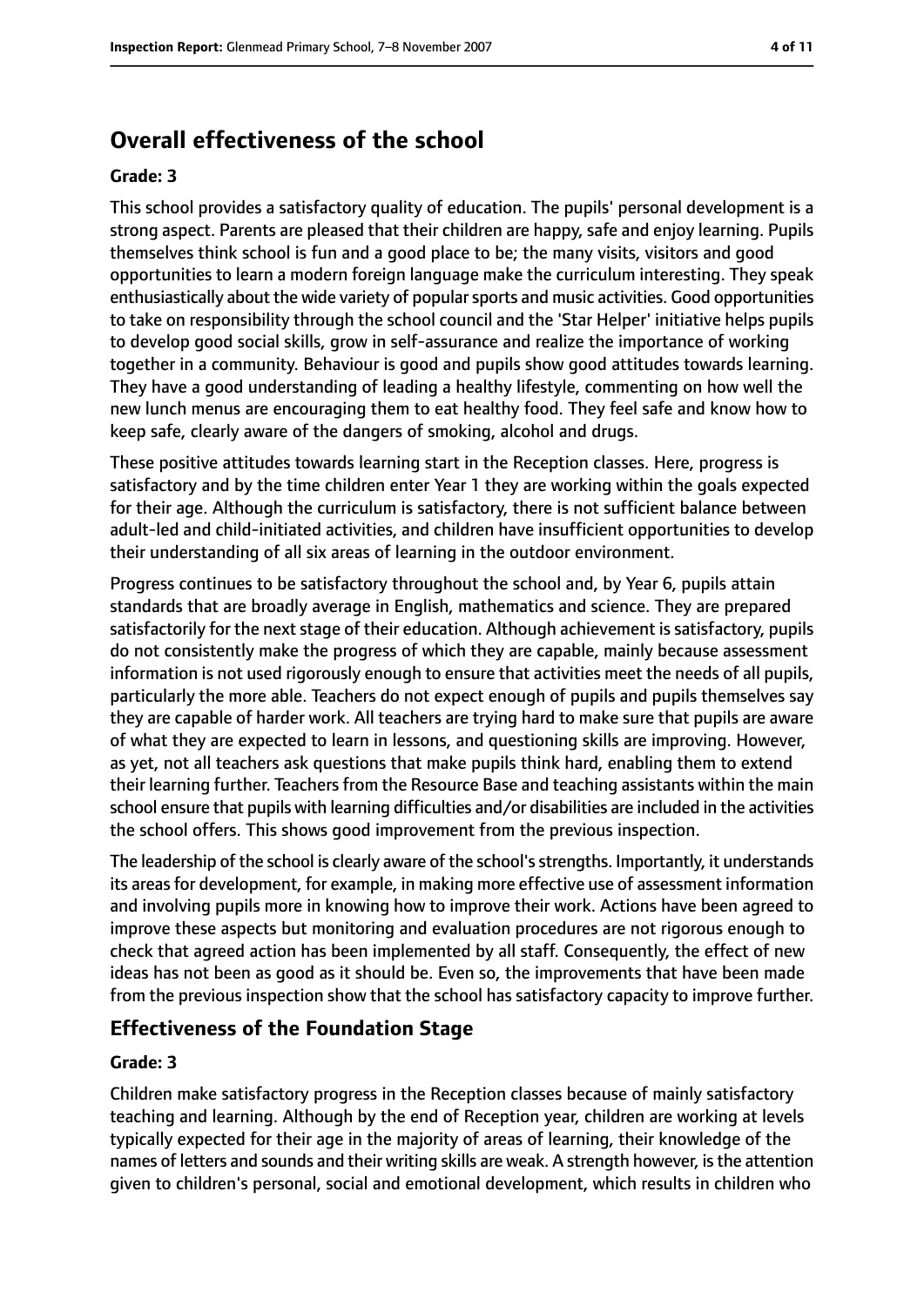## Overall effectiveness of the school

**Grade: 3**

This school provides a satisfactory quality of education. The pupils' personal development is a strong aspect. Parents are pleased that their children are happy, safe and enjoy learning. Pupils themselves think school is fun and a good place to be; the many visits, visitors and good opportunities to learn a modern foreign language make the curriculum interesting. They speak enthusiastically about the wide variety of popular sports and music activities. Good opportunities to take on responsibility through the school council and the 'Star Helper' initiative helps pupils to develop good social skills, grow in self-assurance and realize the importance of working together in a community. Behaviour is good and pupils show good attitudes towards learning. They have a good understanding of leading a healthy lifestyle, commenting on how well the new lunch menus are encouraging them to eat healthy food. They feel safe and know how to keep safe, clearly aware of the dangers of smoking, alcohol and drugs.

These positive attitudes towards learning start in the Reception classes. Here, progress is satisfactory and by the time children enter Year 1 they are working within the goals expected for their age. Although the curriculum is satisfactory, there is not sufficient balance between adult-led and child-initiated activities, and children have insufficient opportunities to develop their understanding of all six areas of learning in the outdoor environment.

Progress continues to be satisfactory throughout the school and, by Year 6, pupils attain standards that are broadly average in English, mathematics and science. They are prepared satisfactorily for the next stage of their education. Although achievement is satisfactory, pupils do not consistently make the progress of which they are capable, mainly because assessment information is not used rigorously enough to ensure that activities meet the needs of all pupils, particularly the more able. Teachers do not expect enough of pupils and pupils themselves say they are capable of harder work. All teachers are trying hard to make sure that pupils are aware of what they are expected to learn in lessons, and questioning skills are improving. However, as yet, not all teachers ask questions that make pupils think hard, enabling them to extend their learning further. Teachers from the Resource Base and teaching assistants within the main school ensure that pupils with learning difficulties and/or disabilities are included in the activities the school offers. This shows good improvement from the previous inspection.

The leadership of the school is clearly aware of the school's strengths. Importantly, it understands its areas for development, for example, in making more effective use of assessment information and involving pupils more in knowing how to improve their work. Actions have been agreed to improve these aspects but monitoring and evaluation procedures are not rigorous enough to check that agreed action has been implemented by all staff. Consequently, the effect of new ideas has not been as good as it should be. Even so, the improvements that have been made from the previous inspection show that the school has satisfactory capacity to improve further.

### Effectiveness of the Foundation Stage

**Grade: 3**

Children make satisfactory progress in the Reception classes because of mainly satisfactory teaching and learning. Although by the end of Reception year, children are working at levels typically expected for their age in the majority of areas of learning, their knowledge of the names of letters and sounds and their writing skills are weak. A strength however, is the attention given to children's personal, social and emotional development, which results in children who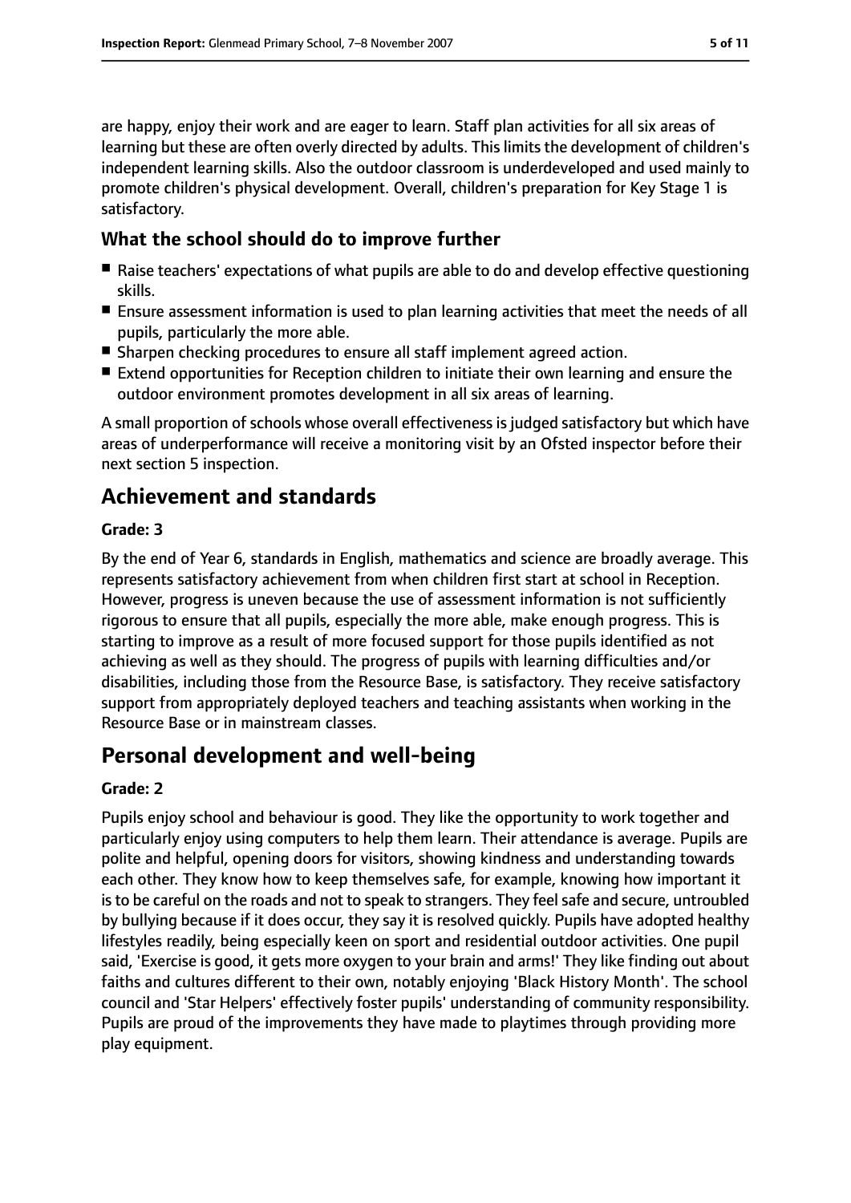are happy, enjoy their work and are eager to learn. Staff plan activities for all six areas of learning but these are often overly directed by adults. This limits the development of children's independent learning skills. Also the outdoor classroom is underdeveloped and used mainly to promote children's physical development. Overall, children's preparation for Key Stage 1 is satisfactory.

### What the school should do to improve further

- Raise teachers' expectations of what pupils are able to do and develop effective questioning skills.
- Ensure assessment information is used to plan learning activities that meet the needs of all pupils, particularly the more able.
- Sharpen checking procedures to ensure all staff implement agreed action.
- Extend opportunities for Reception children to initiate their own learning and ensure the outdoor environment promotes development in all six areas of learning.

A small proportion of schools whose overall effectiveness is judged satisfactory but which have areas of underperformance will receive a monitoring visit by an Ofsted inspector before their next section 5 inspection.

## Achievement and standards

**Grade: 3**

By the end of Year 6, standards in English, mathematics and science are broadly average. This represents satisfactory achievement from when children first start at school in Reception. However, progress is uneven because the use of assessment information is not sufficiently rigorous to ensure that all pupils, especially the more able, make enough progress. This is starting to improve as a result of more focused support for those pupils identified as not achieving as well as they should. The progress of pupils with learning difficulties and/or disabilities, including those from the Resource Base, is satisfactory. They receive satisfactory support from appropriately deployed teachers and teaching assistants when working in the Resource Base or in mainstream classes.

## Personal development and well-being

**Grade: 2**

Pupils enjoy school and behaviour is good. They like the opportunity to work together and particularly enjoy using computers to help them learn. Their attendance is average. Pupils are polite and helpful, opening doors for visitors, showing kindness and understanding towards each other. They know how to keep themselves safe, for example, knowing how important it is to be careful on the roads and not to speak to strangers. They feel safe and secure, untroubled by bullying because if it does occur, they say it is resolved quickly. Pupils have adopted healthy lifestyles readily, being especially keen on sport and residential outdoor activities. One pupil said, 'Exercise is good, it gets more oxygen to your brain and arms!' They like finding out about faiths and cultures different to their own, notably enjoying 'Black History Month'. The school council and 'Star Helpers' effectively foster pupils' understanding of community responsibility. Pupils are proud of the improvements they have made to playtimes through providing more play equipment.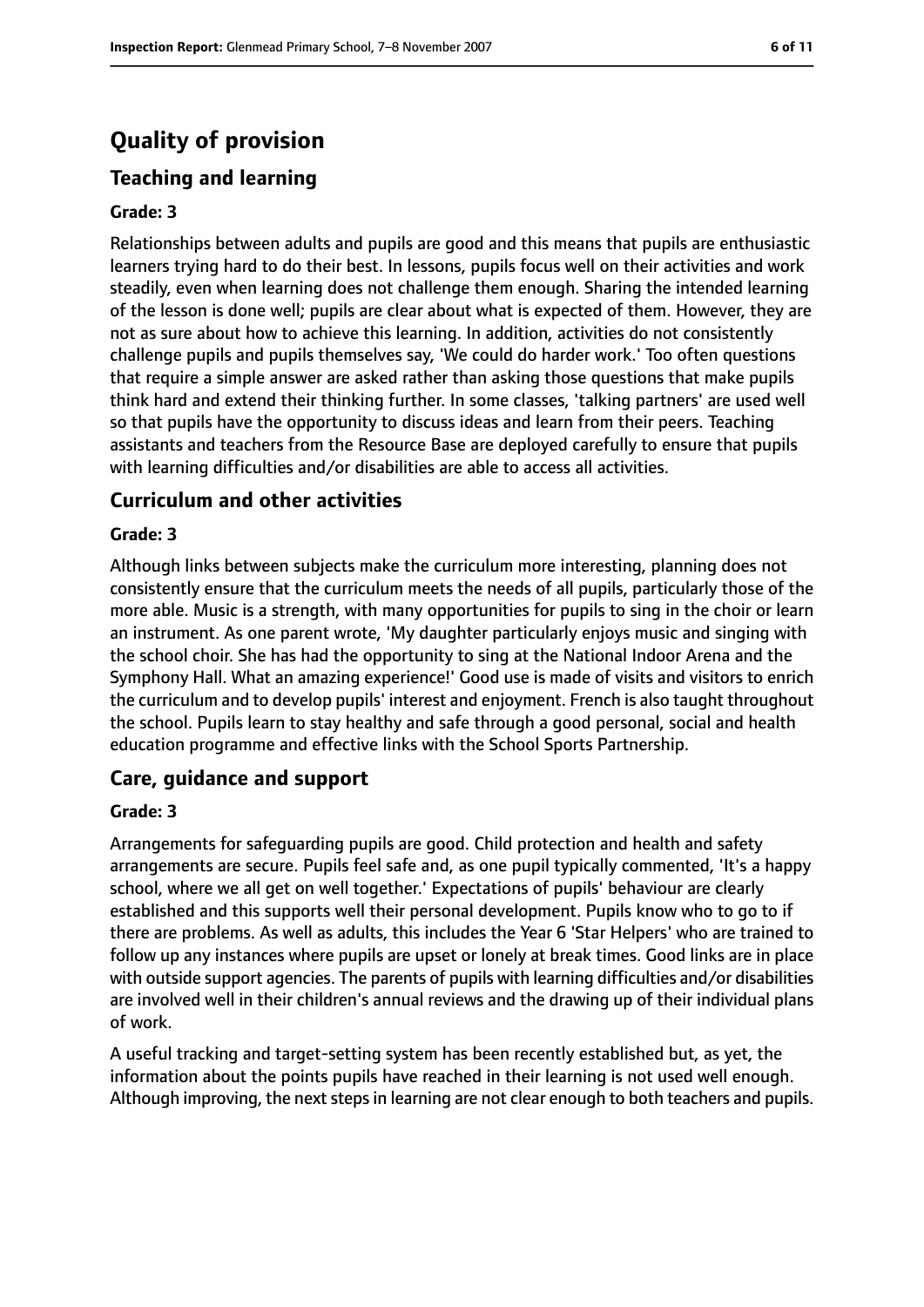# Quality of provision

## Teaching and learning

### Grade: 3

Relationships between adults and pupils are good and this means that pupils are enthusiastic learners trying hard to do their best. In lessons, pupils focus well on their activities and work steadily, even when learning does not challenge them enough. Sharing the intended learning of the lesson is done well; pupils are clear about what is expected of them. However, they are not as sure about how to achieve this learning. In addition, activities do not consistently challenge pupils and pupils themselves say, 'We could do harder work.' Too often questions that require a simple answer are asked rather than asking those questions that make pupils think hard and extend their thinking further. In some classes, 'talking partners' are used well so that pupils have the opportunity to discuss ideas and learn from their peers. Teaching assistants and teachers from the Resource Base are deployed carefully to ensure that pupils with learning difficulties and/or disabilities are able to access all activities.

## Curriculum and other activities

### Grade: 3

Although links between subjects make the curriculum more interesting, planning does not consistently ensure that the curriculum meets the needs of all pupils, particularly those of the more able. Music is a strength, with many opportunities for pupils to sing in the choir or learn an instrument. As one parent wrote, 'My daughter particularly enjoys music and singing with the school choir. She has had the opportunity to sing at the National Indoor Arena and the Symphony Hall. What an amazing experience!' Good use is made of visits and visitors to enrich the curriculum and to develop pupils' interest and enjoyment. French is also taught throughout the school. Pupils learn to stay healthy and safe through a good personal, social and health education programme and effective links with the School Sports Partnership.

## Care, guidance and support

### Grade: 3

Arrangements for safeguarding pupils are good. Child protection and health and safety arrangements are secure. Pupils feel safe and, as one pupil typically commented, 'It's a happy school, where we all get on well together.' Expectations of pupils' behaviour are clearly established and this supports well their personal development. Pupils know who to go to if there are problems. As well as adults, this includes the Year 6 'Star Helpers' who are trained to follow up any instances where pupils are upset or lonely at break times. Good links are in place with outside support agencies. The parents of pupils with learning difficulties and/or disabilities are involved well in their children's annual reviews and the drawing up of their individual plans of work.

A useful tracking and target-setting system has been recently established but, as yet, the information about the points pupils have reached in their learning is not used well enough. Although improving, the next steps in learning are not clear enough to both teachers and pupils.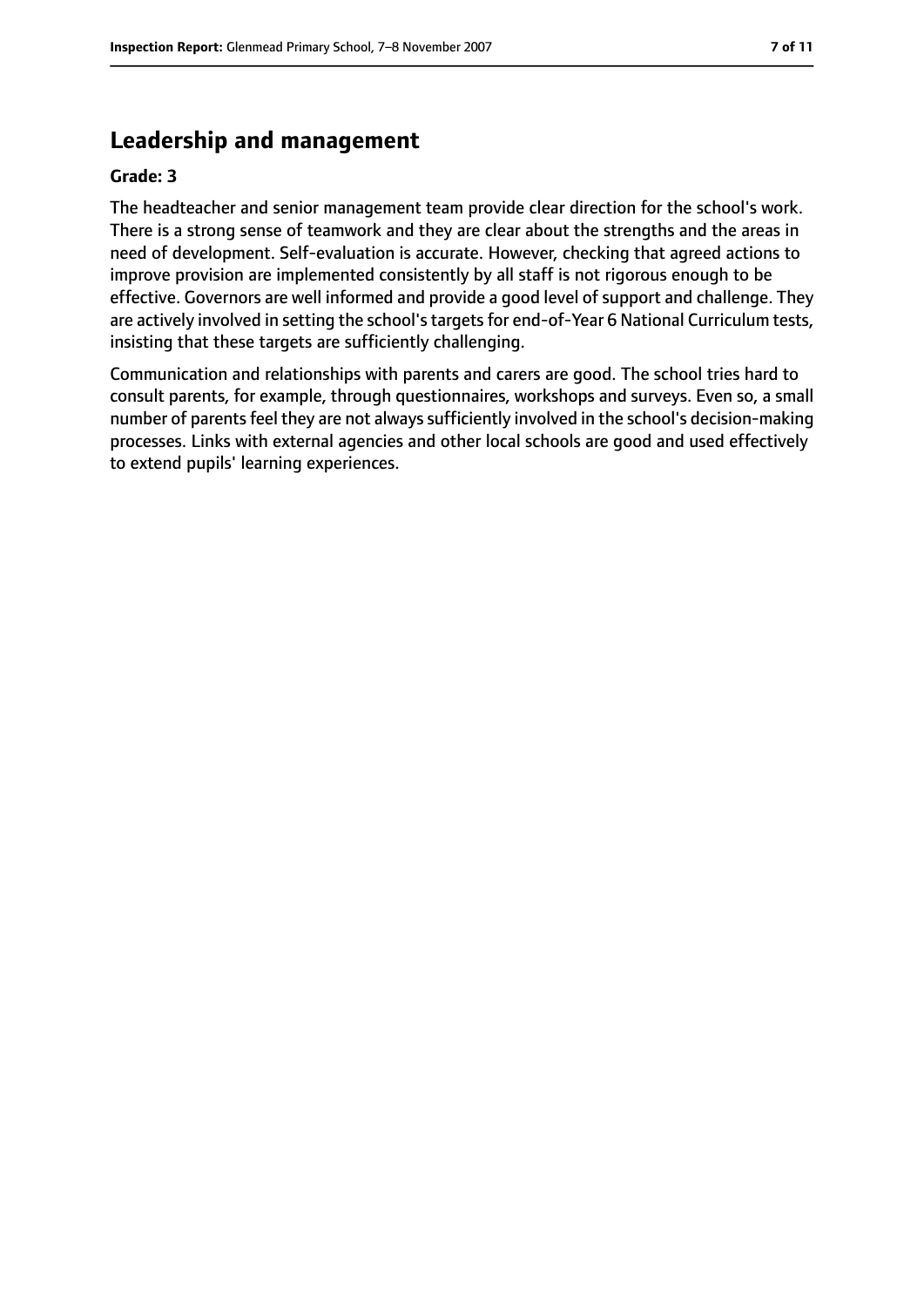## Leadership and management

**Grade: 3**

The headteacher and senior management team provide clear direction for the school's work. There is a strong sense of teamwork and they are clear about the strengths and the areas in need of development. Self-evaluation is accurate. However, checking that agreed actions to improve provision are implemented consistently by all staff is not rigorous enough to be effective. Governors are well informed and provide a good level of support and challenge. They are actively involved in setting the school's targets for end-of-Year 6 National Curriculum tests, insisting that these targets are sufficiently challenging.

Communication and relationships with parents and carers are good. The school tries hard to consult parents, for example, through questionnaires, workshops and surveys. Even so, a small number of parents feel they are not always sufficiently involved in the school's decision-making processes. Links with external agencies and other local schools are good and used effectively to extend pupils' learning experiences.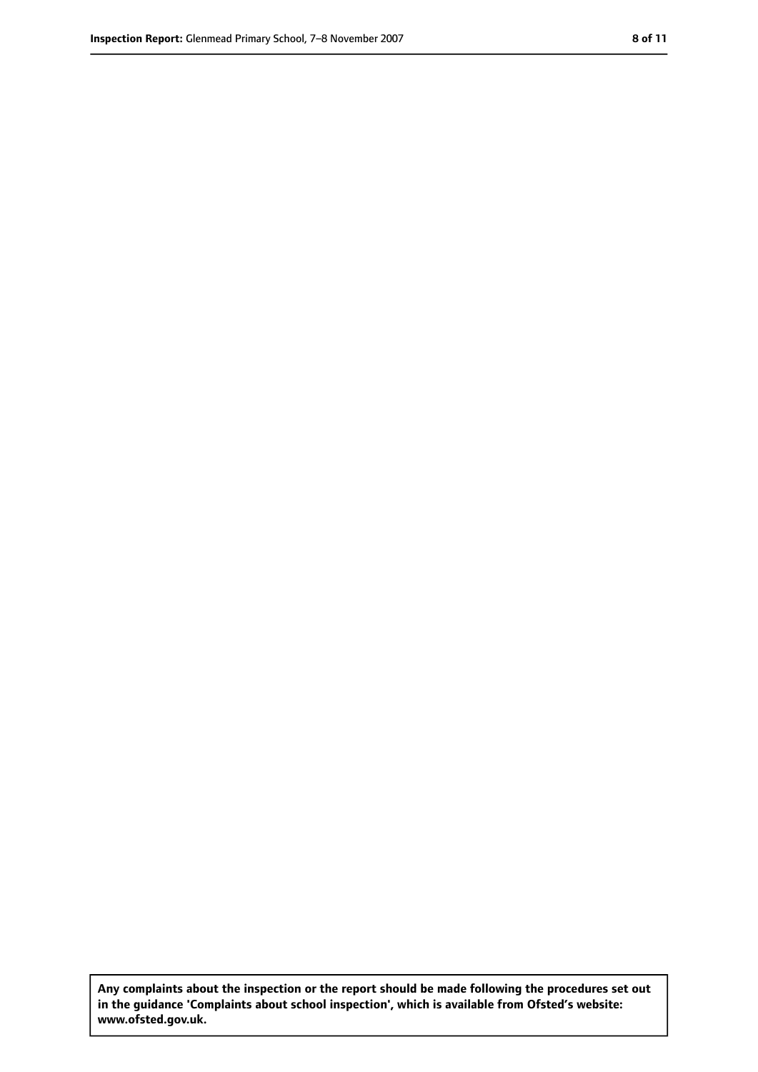**Any complaints about the inspection or the report should be made following the procedures set out in the guidance 'Complaints about school inspection', which is available from Ofsted's website: www.ofsted.gov.uk.**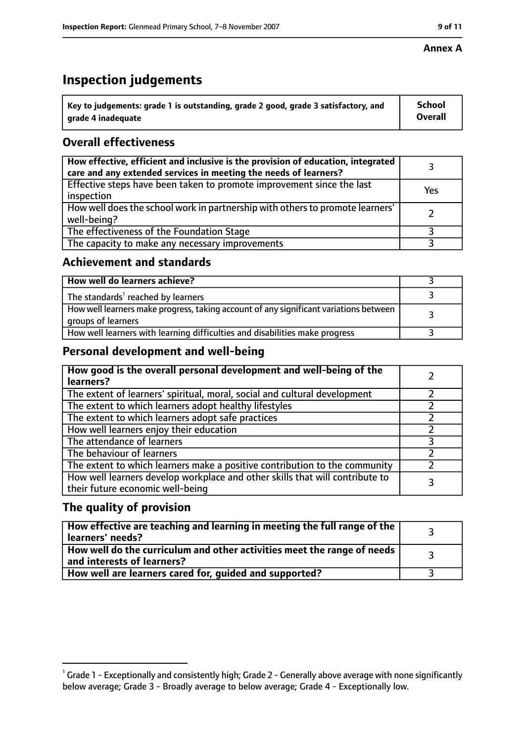**Annex A**

# Inspection judgements

| Key to judgements: grade 1 is outstanding, grade 2 good, grade 3 satisfactory, and grade 4 inadequate | School Overall |
|---|---|

## Overall effectiveness

| | |
|---|---|
| How effective, efficient and inclusive is the provision of education, integrated care and any extended services in meeting the needs of learners? | 3 |
| Effective steps have been taken to promote improvement since the last inspection | Yes |
| How well does the school work in partnership with others to promote learners' well-being? | 2 |
| The effectiveness of the Foundation Stage | 3 |
| The capacity to make any necessary improvements | 3 |

## Achievement and standards

| | |
|---|---|
| How well do learners achieve? | 3 |
| The standards[1] reached by learners | 3 |
| How well learners make progress, taking account of any significant variations between groups of learners | 3 |
| How well learners with learning difficulties and disabilities make progress | 3 |

## Personal development and well-being

| | |
|---|---|
| How good is the overall personal development and well-being of the learners? | 2 |
| The extent of learners' spiritual, moral, social and cultural development | 2 |
| The extent to which learners adopt healthy lifestyles | 2 |
| The extent to which learners adopt safe practices | 2 |
| How well learners enjoy their education | 2 |
| The attendance of learners | 3 |
| The behaviour of learners | 2 |
| The extent to which learners make a positive contribution to the community | 2 |
| How well learners develop workplace and other skills that will contribute to their future economic well-being | 3 |

## The quality of provision

| | |
|---|---|
| How effective are teaching and learning in meeting the full range of the learners' needs? | 3 |
| How well do the curriculum and other activities meet the range of needs and interests of learners? | 3 |
| How well are learners cared for, guided and supported? | 3 |

[1] Grade 1 - Exceptionally and consistently high; Grade 2 - Generally above average with none significantly below average; Grade 3 - Broadly average to below average; Grade 4 - Exceptionally low.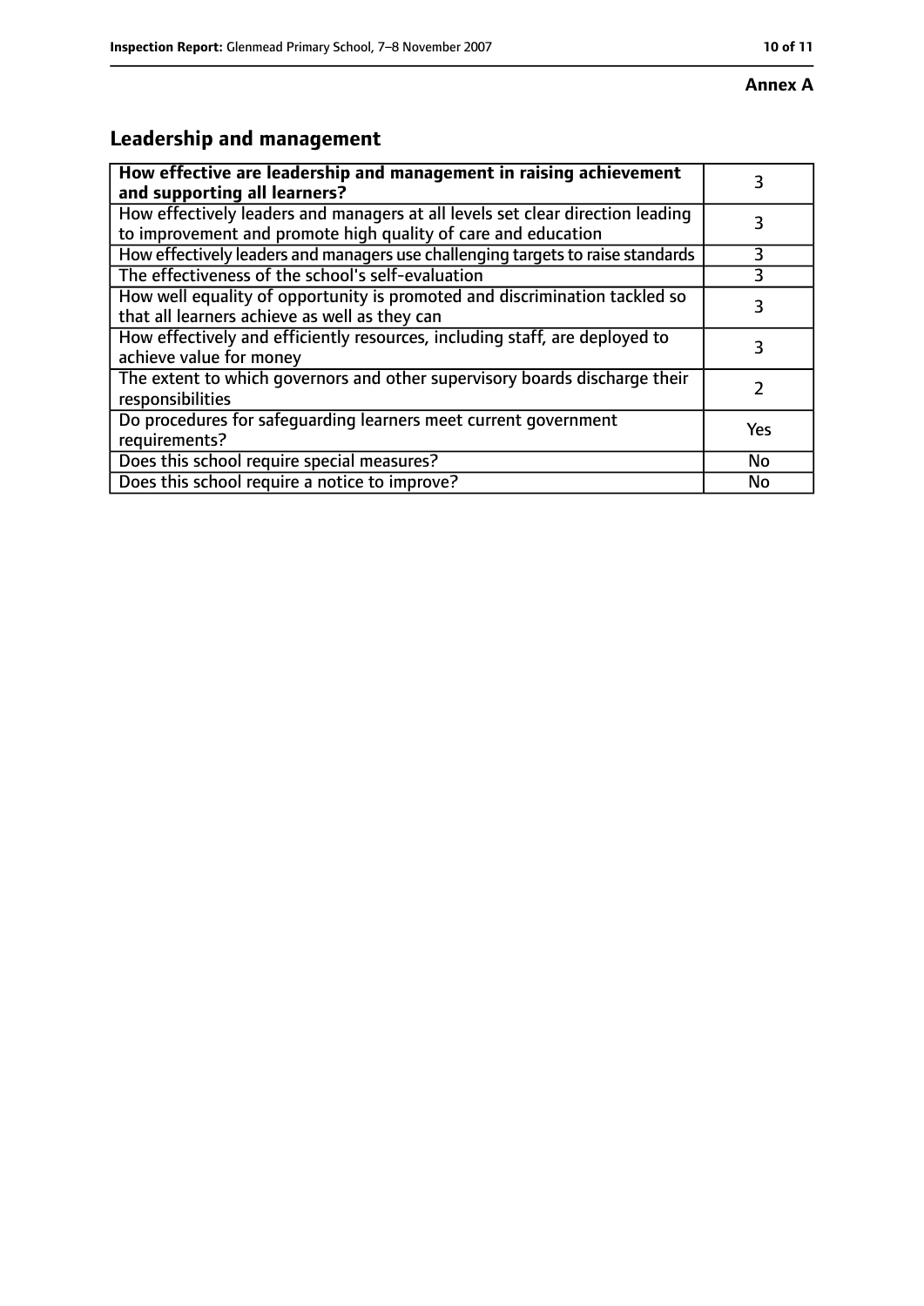**Annex A**

## Leadership and management

| **How effective are leadership and management in raising achievement and supporting all learners?** | 3 |
|---|---|
| How effectively leaders and managers at all levels set clear direction leading to improvement and promote high quality of care and education | 3 |
| How effectively leaders and managers use challenging targets to raise standards | 3 |
| The effectiveness of the school's self-evaluation | 3 |
| How well equality of opportunity is promoted and discrimination tackled so that all learners achieve as well as they can | 3 |
| How effectively and efficiently resources, including staff, are deployed to achieve value for money | 3 |
| The extent to which governors and other supervisory boards discharge their responsibilities | 2 |
| Do procedures for safeguarding learners meet current government requirements? | Yes |
| Does this school require special measures? | No |
| Does this school require a notice to improve? | No |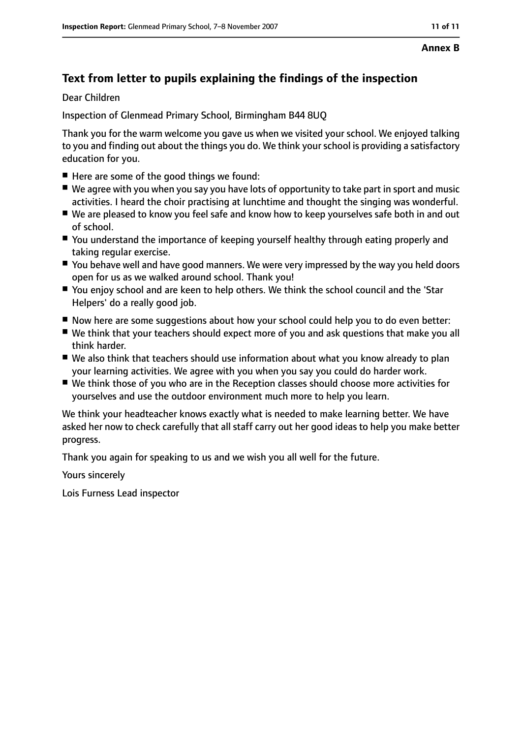**Annex B**

## Text from letter to pupils explaining the findings of the inspection

Dear Children

Inspection of Glenmead Primary School, Birmingham B44 8UQ

Thank you for the warm welcome you gave us when we visited your school. We enjoyed talking to you and finding out about the things you do. We think your school is providing a satisfactory education for you.

- Here are some of the good things we found:
- We agree with you when you say you have lots of opportunity to take part in sport and music activities. I heard the choir practising at lunchtime and thought the singing was wonderful.
- We are pleased to know you feel safe and know how to keep yourselves safe both in and out of school.
- You understand the importance of keeping yourself healthy through eating properly and taking regular exercise.
- You behave well and have good manners. We were very impressed by the way you held doors open for us as we walked around school. Thank you!
- You enjoy school and are keen to help others. We think the school council and the 'Star Helpers' do a really good job.

- Now here are some suggestions about how your school could help you to do even better:
- We think that your teachers should expect more of you and ask questions that make you all think harder.
- We also think that teachers should use information about what you know already to plan your learning activities. We agree with you when you say you could do harder work.
- We think those of you who are in the Reception classes should choose more activities for yourselves and use the outdoor environment much more to help you learn.

We think your headteacher knows exactly what is needed to make learning better. We have asked her now to check carefully that all staff carry out her good ideas to help you make better progress.

Thank you again for speaking to us and we wish you all well for the future.

Yours sincerely

Lois Furness Lead inspector